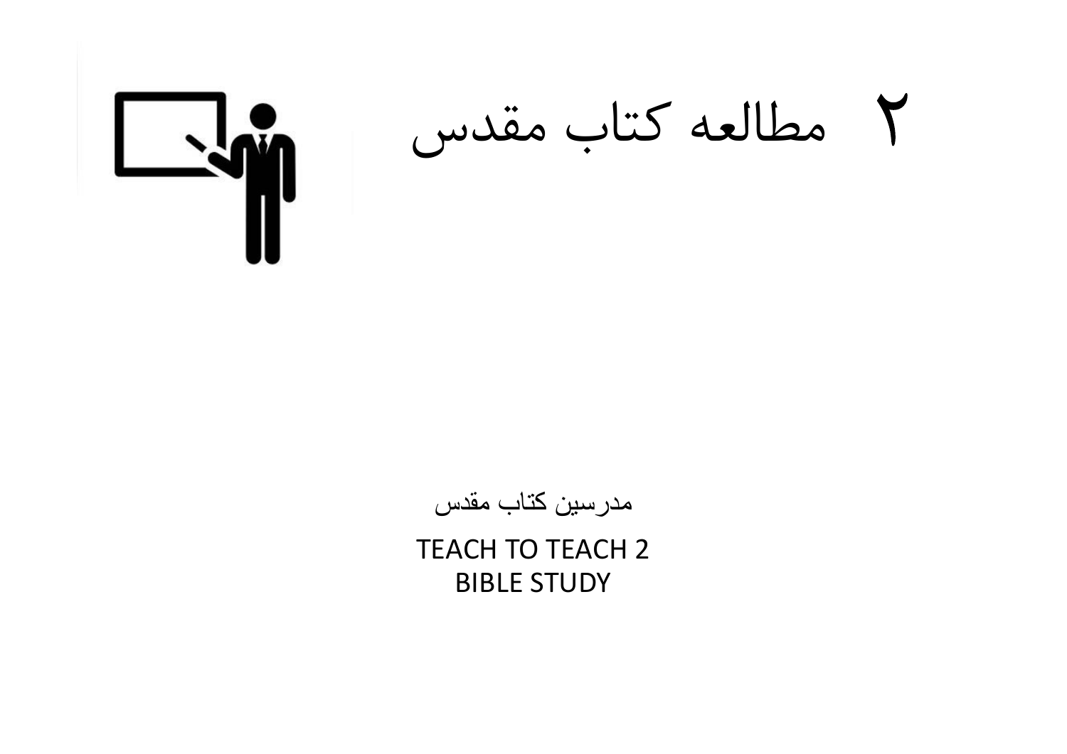# ۲ مطالعه کتاب مقدس

مدرسین کتاب مقدس

TEACH TO TEACH 2
BIBLE STUDY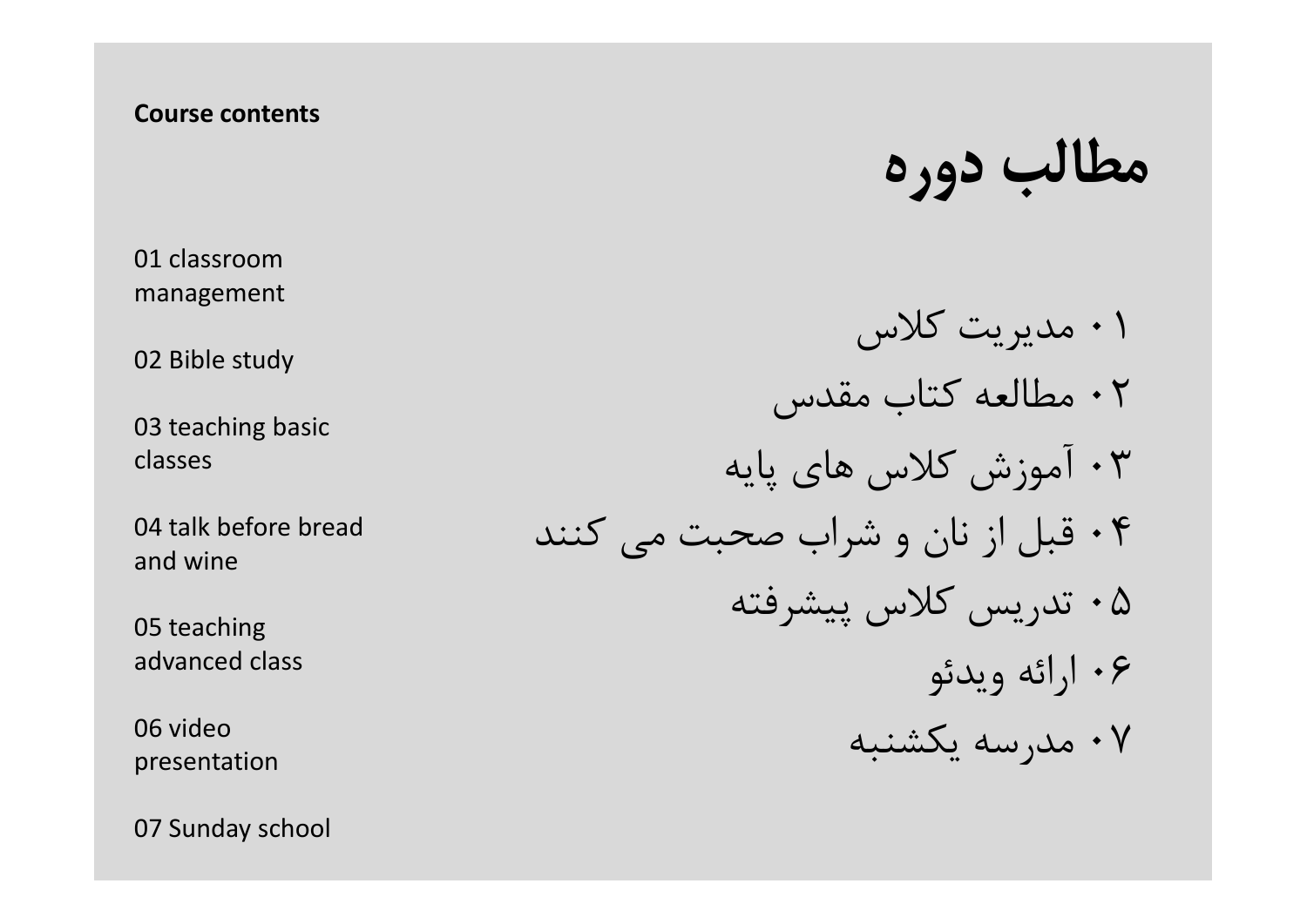**Course contents**

# مطالب دوره

01 classroom management

02 Bible study

03 teaching basic classes

04 talk before bread and wine

05 teaching advanced class

06 video presentation

07 Sunday school

۰۱ مدیریت کلاس

۰۲ مطالعه کتاب مقدس

۰۳ آموزش کلاس های پایه

۰۴ قبل از نان و شراب صحبت می کنند

۰۵ تدریس کلاس پیشرفته

۰۶ ارائه ویدئو

۰۷ مدرسه یکشنبه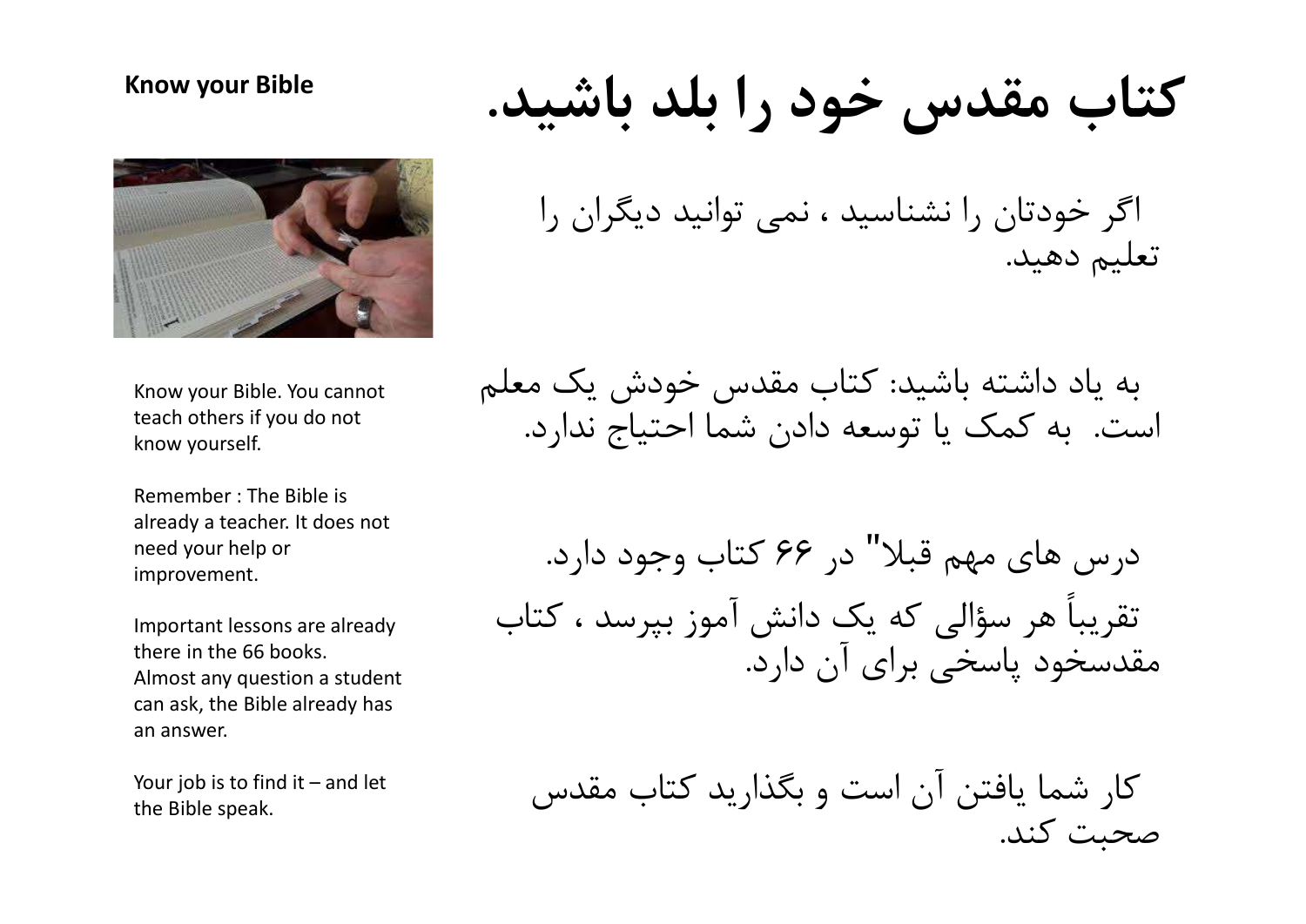**Know your Bible**

# کتاب مقدس خود را بلد باشید.

Know your Bible. You cannot teach others if you do not know yourself.

Remember : The Bible is already a teacher. It does not need your help or improvement.

Important lessons are already there in the 66 books. Almost any question a student can ask, the Bible already has an answer.

Your job is to find it – and let the Bible speak.

اگر خودتان را نشناسید ، نمی توانید دیگران را تعلیم دهید.

به یاد داشته باشید: کتاب مقدس خودش یک معلم است. به کمک یا توسعه دادن شما احتیاج ندارد.

درس های مهم قبلا" در ۶۶ کتاب وجود دارد.

تقریباً هر سؤالی که یک دانش آموز بپرسد ، کتاب مقدسخود پاسخی برای آن دارد.

کار شما یافتن آن است و بگذارید کتاب مقدس صحبت کند.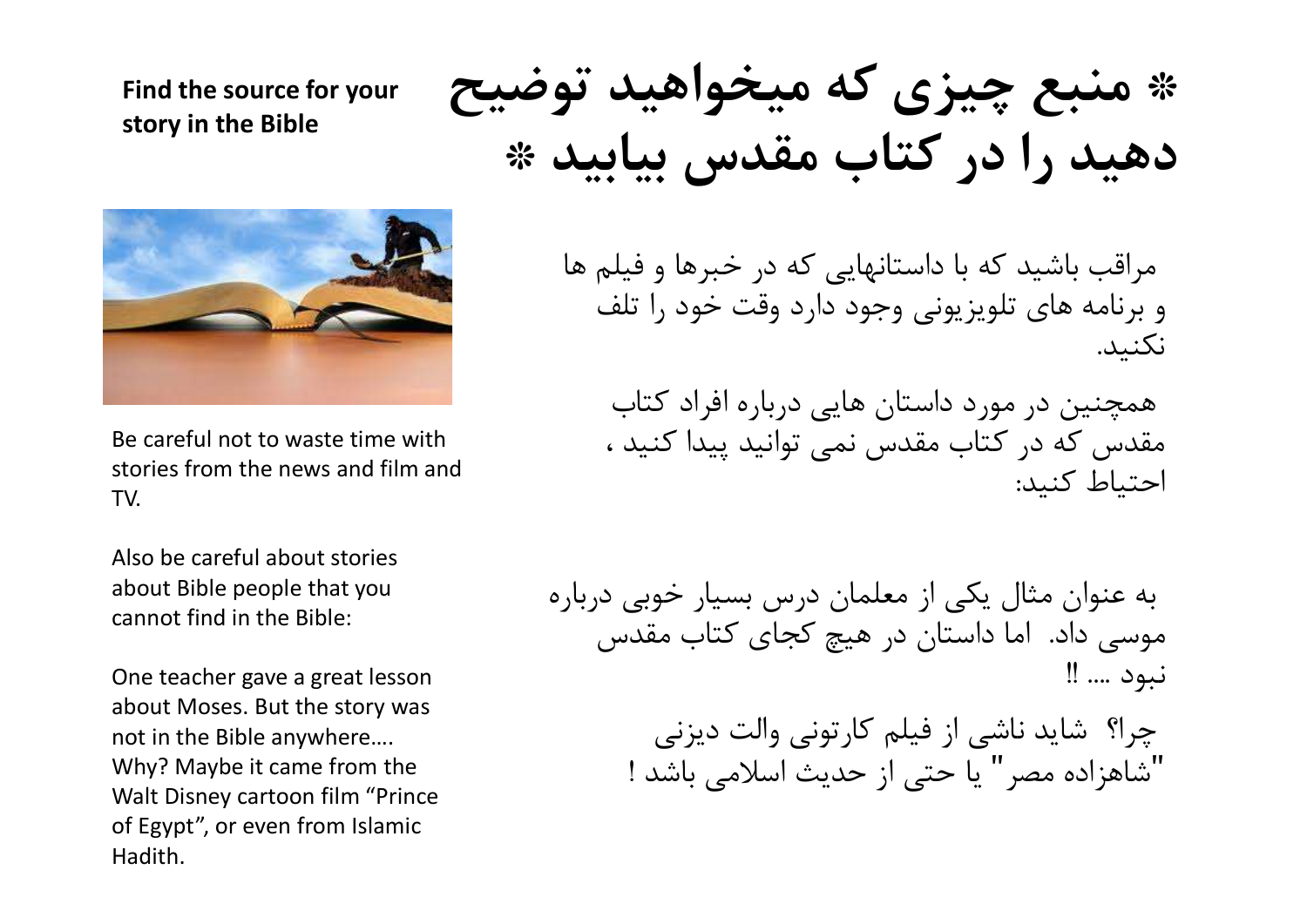**Find the source for your story in the Bible**

# ❊ منبع چیزی که میخواهید توضیح دهید را در کتاب مقدس بیابید ❊

Be careful not to waste time with stories from the news and film and TV.

مراقب باشید که با داستانهایی که در خبرها و فیلم ها و برنامه های تلویزیونی وجود دارد وقت خود را تلف نکنید.

Also be careful about stories about Bible people that you cannot find in the Bible:

همچنین در مورد داستان هایی درباره افراد کتاب مقدس که در کتاب مقدس نمی توانید پیدا کنید ، احتیاط کنید:

One teacher gave a great lesson about Moses. But the story was not in the Bible anywhere…. Why? Maybe it came from the Walt Disney cartoon film "Prince of Egypt", or even from Islamic Hadith.

به عنوان مثال یکی از معلمان درس بسیار خوبی درباره موسی داد. اما داستان در هیچ کجای کتاب مقدس نبود .... !!

چرا؟ شاید ناشی از فیلم کارتونی والت دیزنی "شاهزاده مصر" یا حتی از حدیث اسلامی باشد !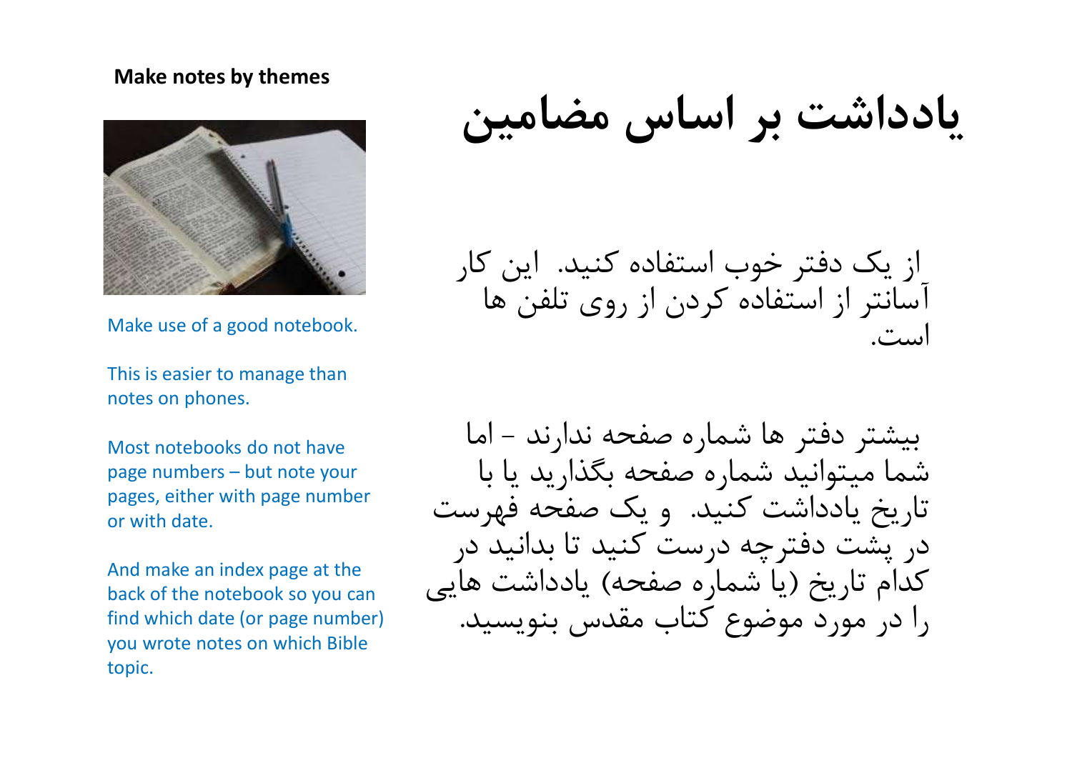**Make notes by themes**

# یادداشت بر اساس مضامین

Make use of a good notebook.

This is easier to manage than notes on phones.

از یک دفتر خوب استفاده کنید. این کار آسانتر از استفاده کردن از روی تلفن ها است.

Most notebooks do not have page numbers – but note your pages, either with page number or with date.

And make an index page at the back of the notebook so you can find which date (or page number) you wrote notes on which Bible topic.

بیشتر دفتر ها شماره صفحه ندارند - اما شما میتوانید شماره صفحه بگذارید یا با تاریخ یادداشت کنید. و یک صفحه فهرست در پشت دفترچه درست کنید تا بدانید در کدام تاریخ (یا شماره صفحه) یادداشت هایی را در مورد موضوع کتاب مقدس بنویسید.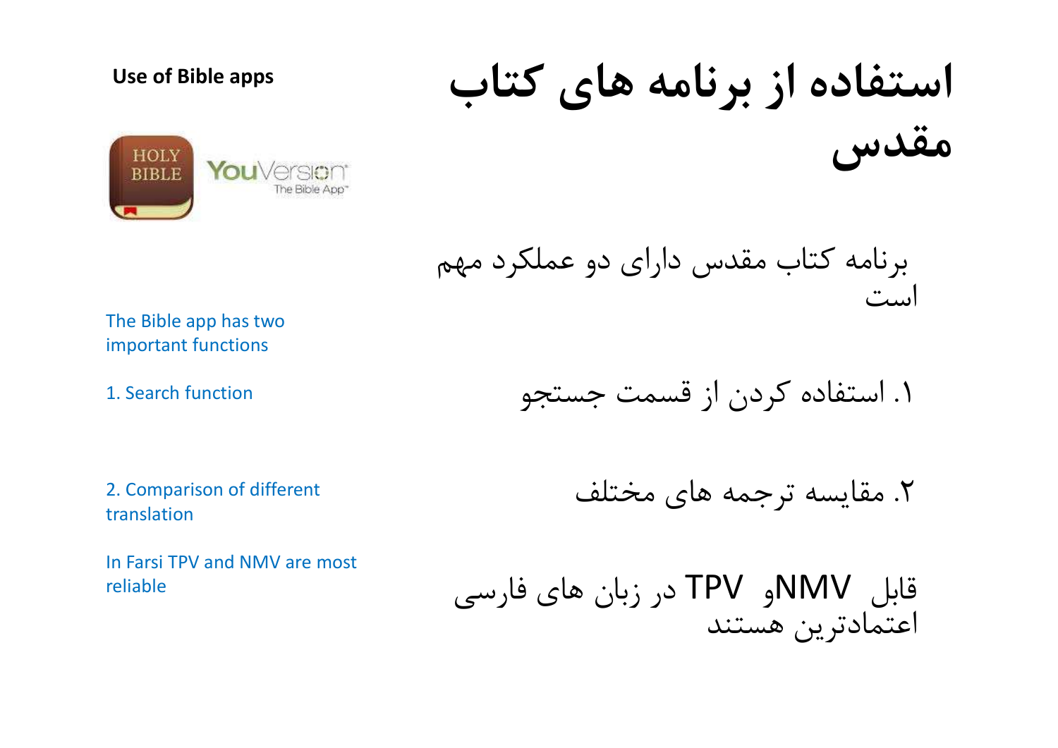**Use of Bible apps**

# استفاده از برنامه های کتاب مقدس

HOLY BIBLE

YouVersion
The Bible App™

برنامه کتاب مقدس دارای دو عملکرد مهم است

The Bible app has two important functions

۱. استفاده کردن از قسمت جستجو

1. Search function

۲. مقایسه ترجمه های مختلف

2. Comparison of different translation

NMVو TPV در زبان های فارسی قابل اعتمادترین هستند

In Farsi TPV and NMV are most reliable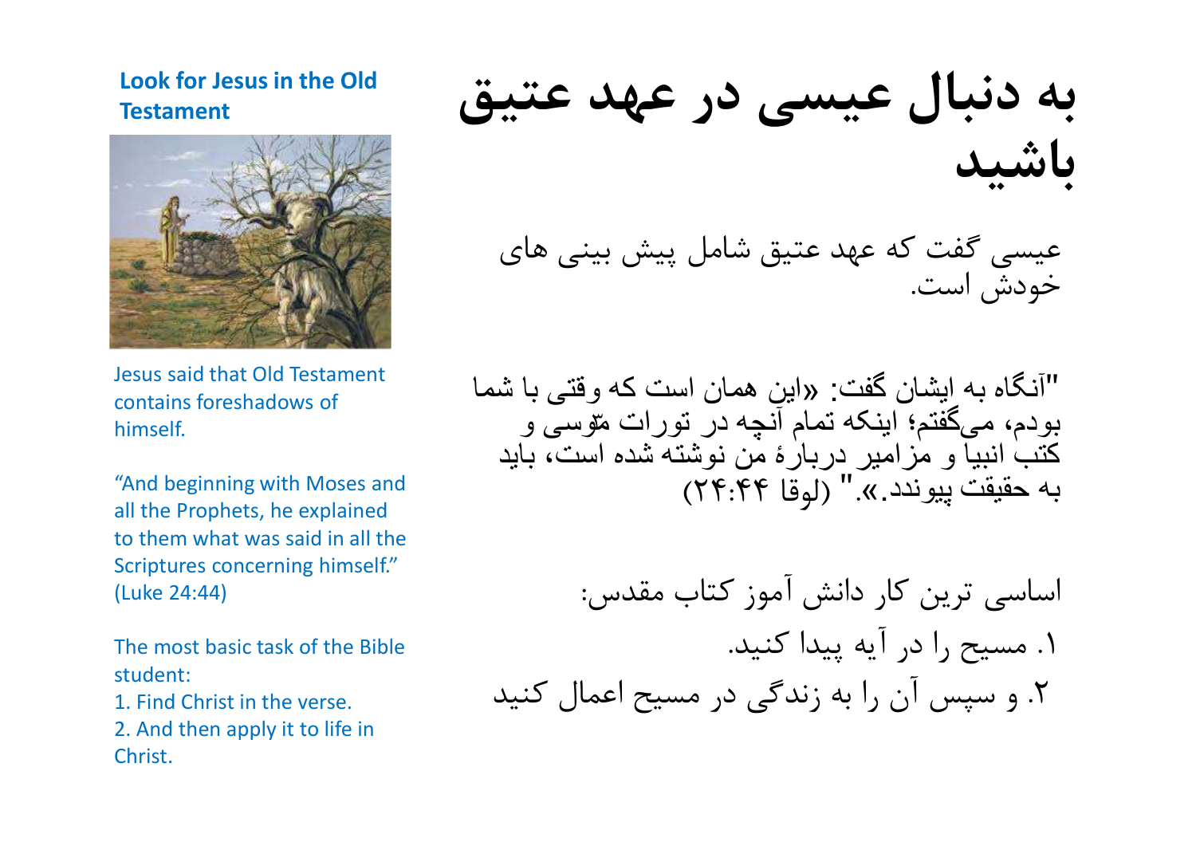**Look for Jesus in the Old Testament**

Jesus said that Old Testament contains foreshadows of himself.

“And beginning with Moses and all the Prophets, he explained to them what was said in all the Scriptures concerning himself.” (Luke 24:44)

The most basic task of the Bible student:

1. Find Christ in the verse.
2. And then apply it to life in Christ.

# به دنبال عیسی در عهد عتیق باشید

عیسی گفت که عهد عتیق شامل پیش بینی های خودش است.

"آنگاه به ایشان گفت: «این همان است که وقتی با شما بودم، می‌گفتم؛ اینکه تمام آنچه در تورات مّوسی و کتب انبیا و مزامیر دربارهٔ من نوشته شده است، باید به حقیقت پیوندد.»." (لوقا ۲۴:۴۴)

اساسی ترین کار دانش آموز کتاب مقدس:

۱. مسیح را در آیه پیدا کنید.

۲. و سپس آن را به زندگی در مسیح اعمال کنید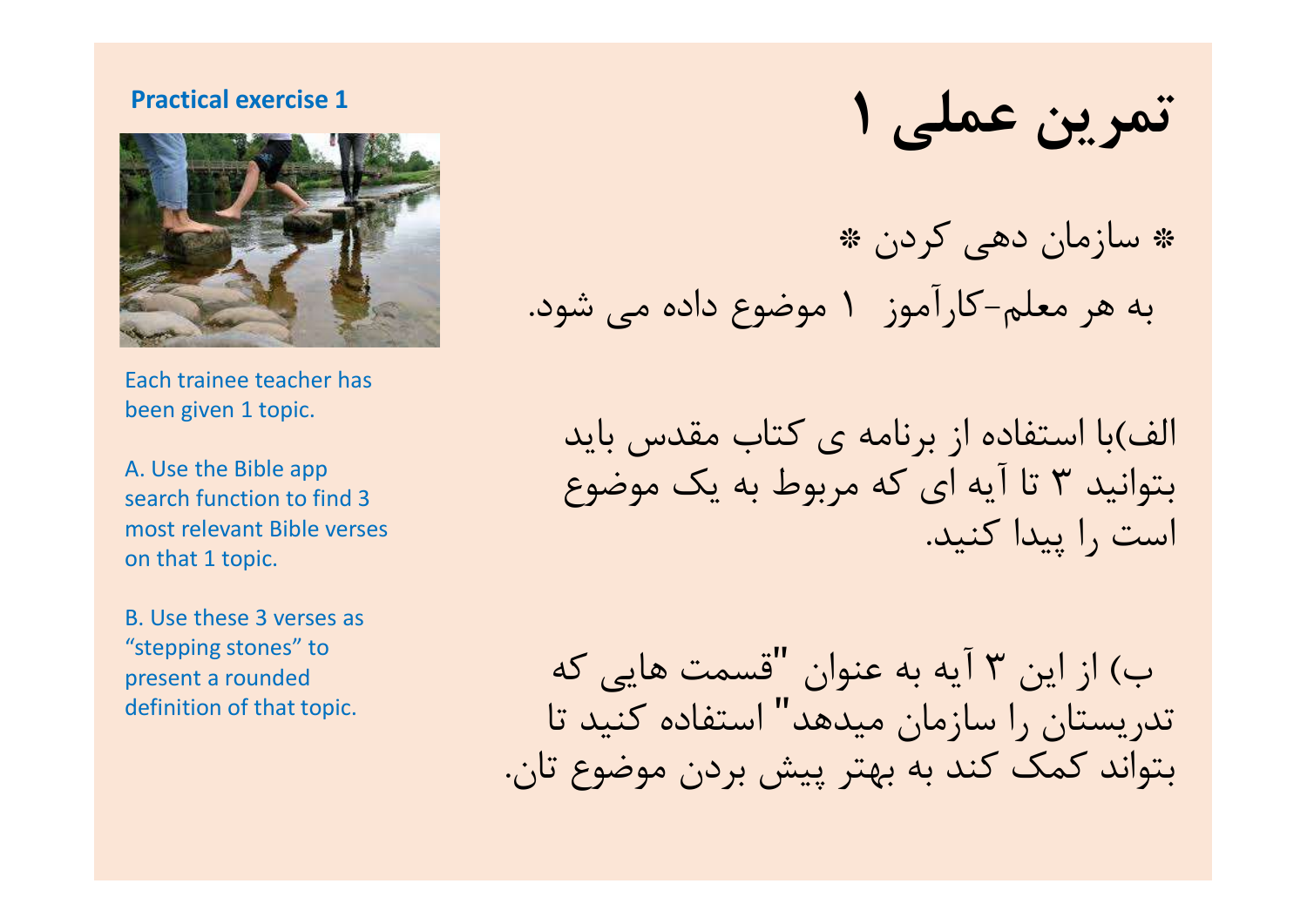**Practical exercise 1**

Each trainee teacher has been given 1 topic.

A. Use the Bible app search function to find 3 most relevant Bible verses on that 1 topic.

B. Use these 3 verses as “stepping stones” to present a rounded definition of that topic.

# تمرین عملی ۱

* سازمان دهی کردن *

به هر معلم-کارآموز ۱ موضوع داده می شود.

الف)با استفاده از برنامه ی کتاب مقدس باید بتوانید ۳ تا آیه ای که مربوط به یک موضوع است را پیدا کنید.

ب) از این ۳ آیه به عنوان "قسمت هایی که تدریستان را سازمان میدهد" استفاده کنید تا بتواند کمک کند به بهتر پیش بردن موضوع تان.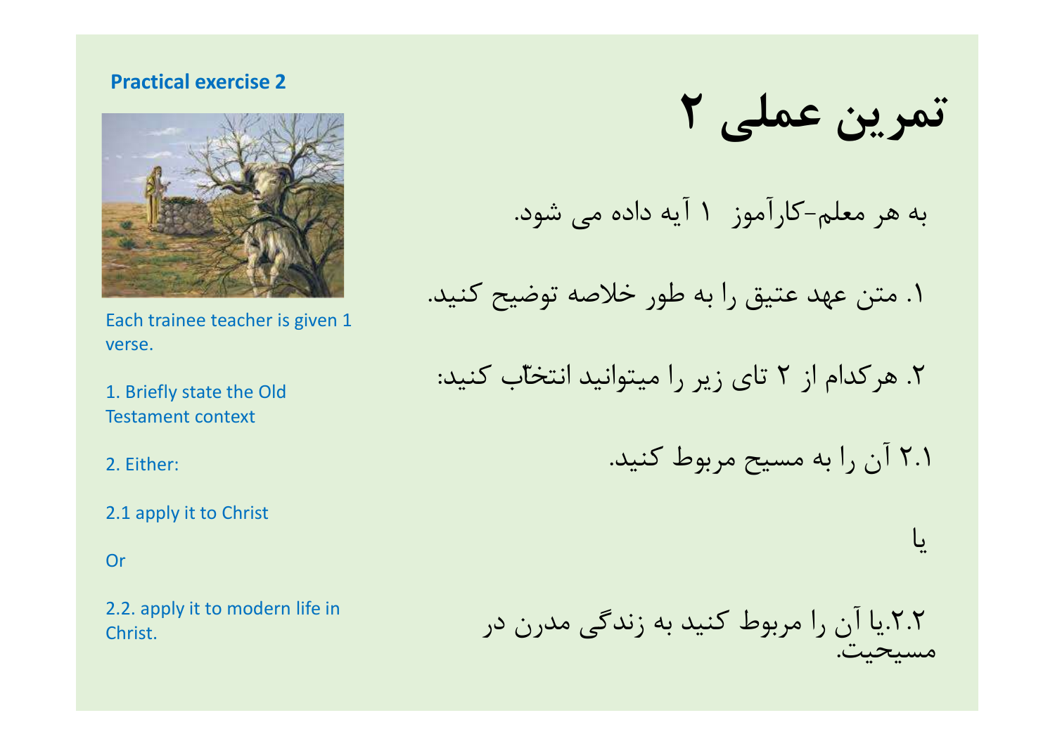**Practical exercise 2**

Each trainee teacher is given 1 verse.

1. Briefly state the Old Testament context

2. Either:

2.1 apply it to Christ

Or

2.2. apply it to modern life in Christ.

# تمرین عملی ۲

به هر معلم-کارآموز ۱ آیه داده می شود.

۱. متن عهد عتیق را به طور خلاصه توضیح کنید.

۲. هرکدام از ۲ تای زیر را میتوانید انتخاّب کنید:

۲.۱ آن را به مسیح مربوط کنید.

یا

۲.۲.یا آن را مربوط کنید به زندگی مدرن در مسیحیت.